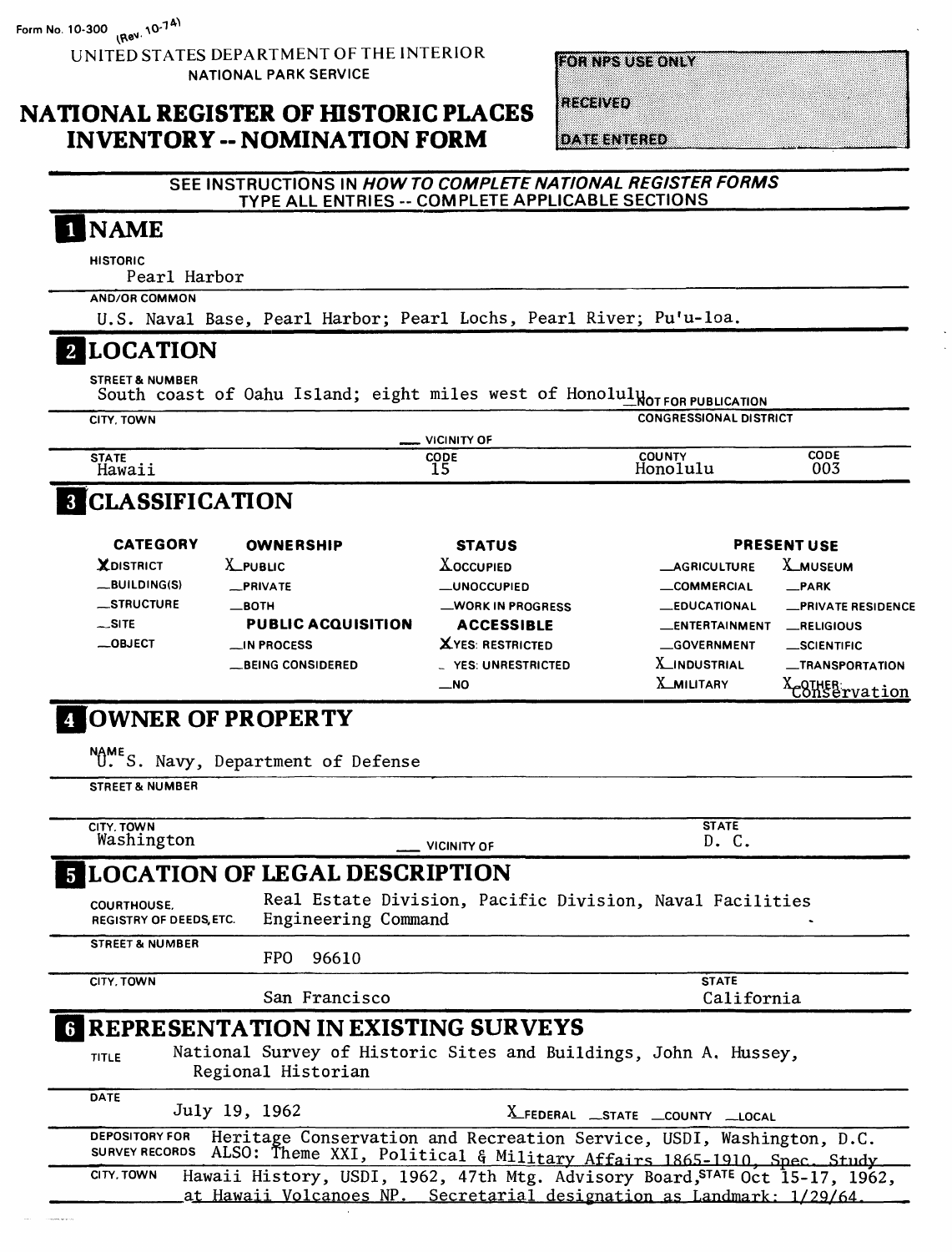Form No. 10-300 (Rev. 10-74)

UNITED STATES DEPARTMENT OF THE INTERIOR
NATIONAL PARK SERVICE

# NATIONAL REGISTER OF HISTORIC PLACES INVENTORY -- NOMINATION FORM

FOR NPS USE ONLY
RECEIVED
DATE ENTERED

SEE INSTRUCTIONS IN *HOW TO COMPLETE NATIONAL REGISTER FORMS*
TYPE ALL ENTRIES -- COMPLETE APPLICABLE SECTIONS

## 1 NAME

HISTORIC
Pearl Harbor

AND/OR COMMON
U.S. Naval Base, Pearl Harbor; Pearl Lochs, Pearl River; Pu'u-loa.

## 2 LOCATION

STREET & NUMBER
South coast of Oahu Island; eight miles west of Honolulu __NOT FOR PUBLICATION

CITY, TOWN — __ VICINITY OF — CONGRESSIONAL DISTRICT

| STATE | CODE | COUNTY | CODE |
|---|---|---|---|
| Hawaii | 15 | Honolulu | 003 |

## 3 CLASSIFICATION

| CATEGORY | OWNERSHIP | STATUS | PRESENT USE | |
|---|---|---|---|---|
| X DISTRICT | X PUBLIC | X OCCUPIED | __AGRICULTURE | X MUSEUM |
| __BUILDING(S) | __PRIVATE | __UNOCCUPIED | __COMMERCIAL | __PARK |
| __STRUCTURE | __BOTH | __WORK IN PROGRESS | __EDUCATIONAL | __PRIVATE RESIDENCE |
| __SITE | PUBLIC ACQUISITION | ACCESSIBLE | __ENTERTAINMENT | __RELIGIOUS |
| __OBJECT | __IN PROCESS | X YES: RESTRICTED | __GOVERNMENT | __SCIENTIFIC |
| | __BEING CONSIDERED | __YES: UNRESTRICTED | X INDUSTRIAL | __TRANSPORTATION |
| | | __NO | X MILITARY | X OTHER: Conservation |

## 4 OWNER OF PROPERTY

NAME
U. S. Navy, Department of Defense

STREET & NUMBER

CITY, TOWN
Washington __ VICINITY OF

STATE
D. C.

## 5 LOCATION OF LEGAL DESCRIPTION

COURTHOUSE, REGISTRY OF DEEDS, ETC.
Real Estate Division, Pacific Division, Naval Facilities Engineering Command

STREET & NUMBER
FPO 96610

CITY, TOWN
San Francisco

STATE
California

## 6 REPRESENTATION IN EXISTING SURVEYS

TITLE
National Survey of Historic Sites and Buildings, John A. Hussey, Regional Historian

DATE
July 19, 1962 — X FEDERAL __STATE __COUNTY __LOCAL

DEPOSITORY FOR SURVEY RECORDS
Heritage Conservation and Recreation Service, USDI, Washington, D.C.
ALSO: Theme XXI, Political & Military Affairs 1865-1910, Spec. Study

CITY, TOWN
Hawaii History, USDI, 1962, 47th Mtg. Advisory Board, STATE Oct 15-17, 1962, at Hawaii Volcanoes NP. Secretarial designation as Landmark: 1/29/64.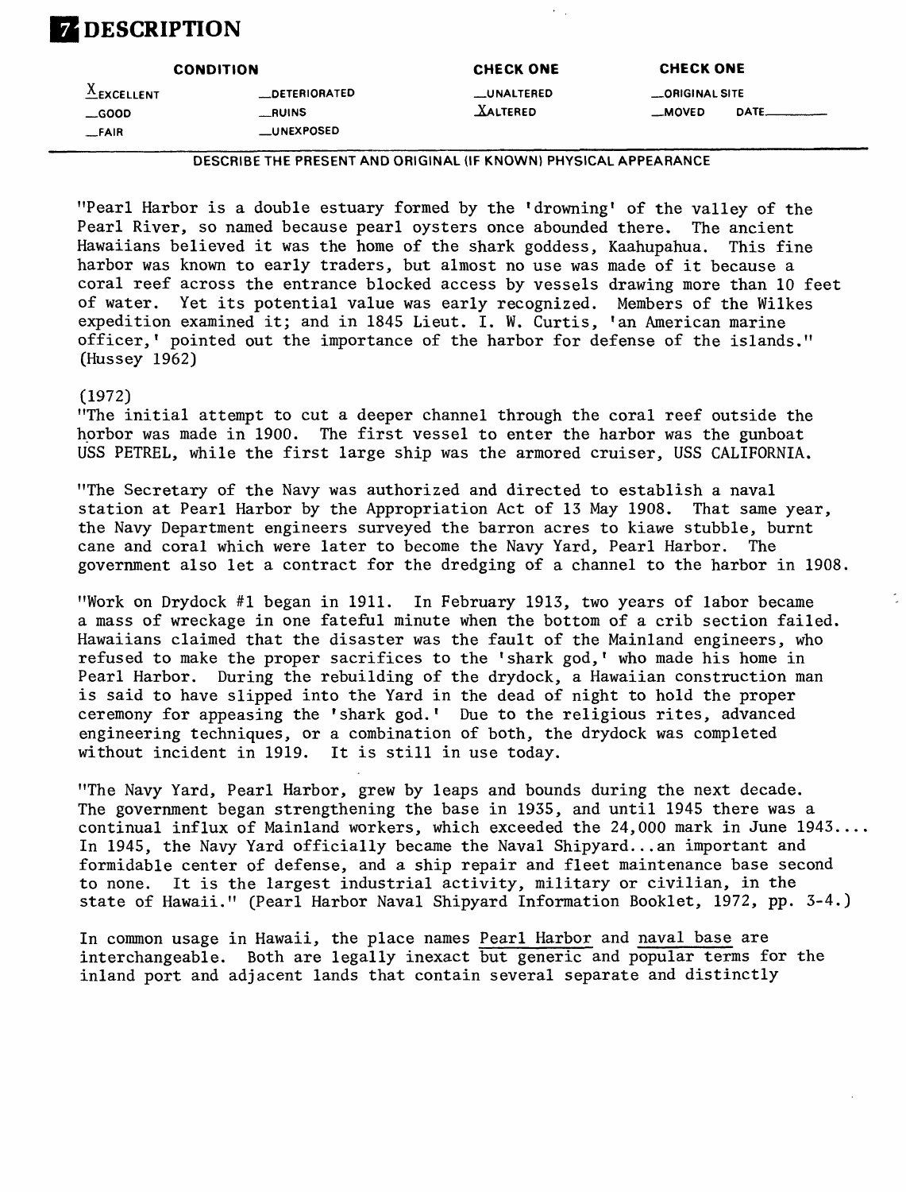# 7 DESCRIPTION

| CONDITION | | CHECK ONE | CHECK ONE |
|---|---|---|---|
| X EXCELLENT | __DETERIORATED | __UNALTERED | __ORIGINAL SITE |
| __GOOD | __RUINS | X ALTERED | __MOVED DATE______ |
| __FAIR | __UNEXPOSED | | |

DESCRIBE THE PRESENT AND ORIGINAL (IF KNOWN) PHYSICAL APPEARANCE

"Pearl Harbor is a double estuary formed by the 'drowning' of the valley of the Pearl River, so named because pearl oysters once abounded there. The ancient Hawaiians believed it was the home of the shark goddess, Kaahupahua. This fine harbor was known to early traders, but almost no use was made of it because a coral reef across the entrance blocked access by vessels drawing more than 10 feet of water. Yet its potential value was early recognized. Members of the Wilkes expedition examined it; and in 1845 Lieut. I. W. Curtis, 'an American marine officer,' pointed out the importance of the harbor for defense of the islands." (Hussey 1962)

(1972)
"The initial attempt to cut a deeper channel through the coral reef outside the horbor was made in 1900. The first vessel to enter the harbor was the gunboat USS PETREL, while the first large ship was the armored cruiser, USS CALIFORNIA.

"The Secretary of the Navy was authorized and directed to establish a naval station at Pearl Harbor by the Appropriation Act of 13 May 1908. That same year, the Navy Department engineers surveyed the barron acres to kiawe stubble, burnt cane and coral which were later to become the Navy Yard, Pearl Harbor. The government also let a contract for the dredging of a channel to the harbor in 1908.

"Work on Drydock #1 began in 1911. In February 1913, two years of labor became a mass of wreckage in one fateful minute when the bottom of a crib section failed. Hawaiians claimed that the disaster was the fault of the Mainland engineers, who refused to make the proper sacrifices to the 'shark god,' who made his home in Pearl Harbor. During the rebuilding of the drydock, a Hawaiian construction man is said to have slipped into the Yard in the dead of night to hold the proper ceremony for appeasing the 'shark god.' Due to the religious rites, advanced engineering techniques, or a combination of both, the drydock was completed without incident in 1919. It is still in use today.

"The Navy Yard, Pearl Harbor, grew by leaps and bounds during the next decade. The government began strengthening the base in 1935, and until 1945 there was a continual influx of Mainland workers, which exceeded the 24,000 mark in June 1943.... In 1945, the Navy Yard officially became the Naval Shipyard...an important and formidable center of defense, and a ship repair and fleet maintenance base second to none. It is the largest industrial activity, military or civilian, in the state of Hawaii." (Pearl Harbor Naval Shipyard Information Booklet, 1972, pp. 3-4.)

In common usage in Hawaii, the place names Pearl Harbor and naval base are interchangeable. Both are legally inexact but generic and popular terms for the inland port and adjacent lands that contain several separate and distinctly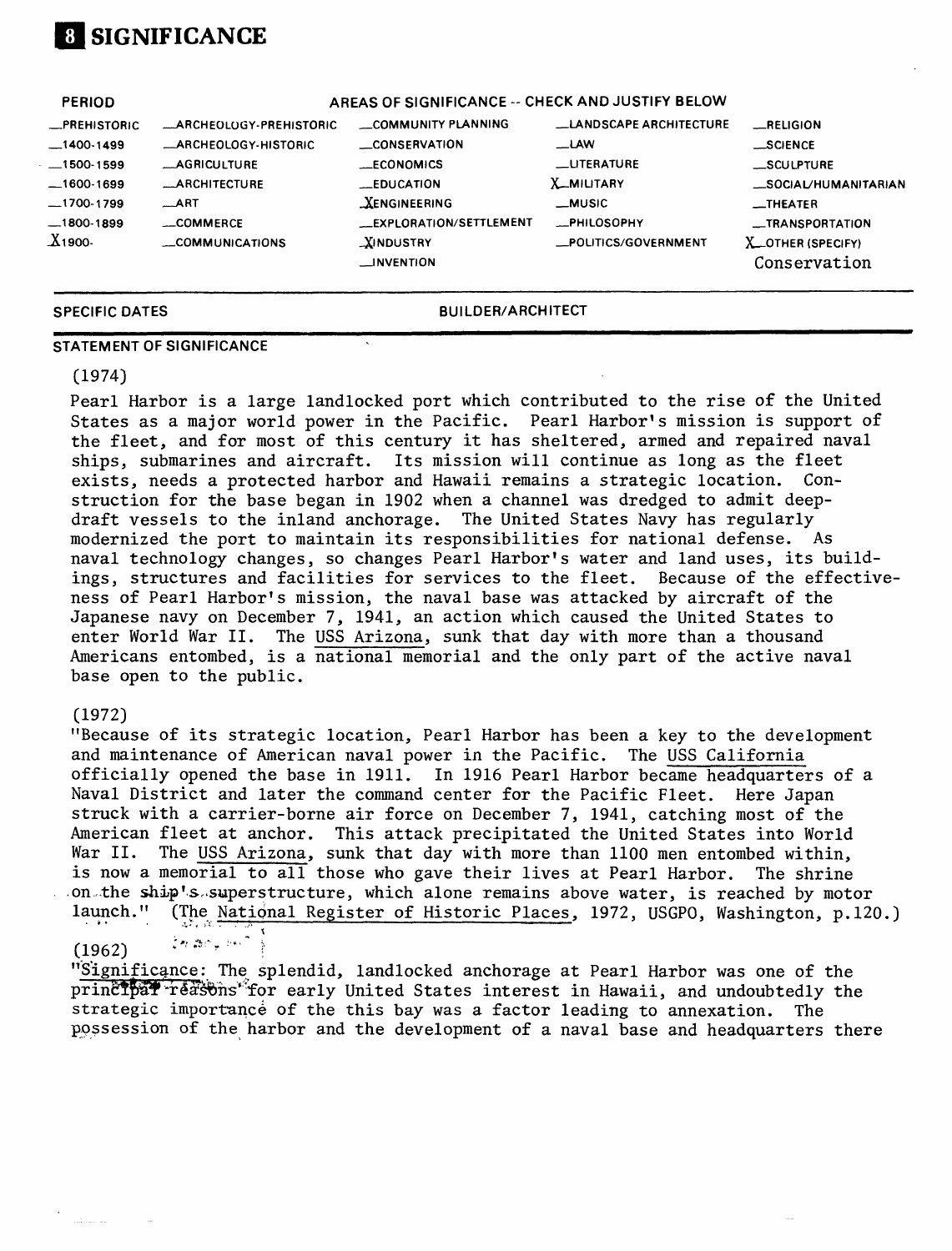# 8 SIGNIFICANCE

| PERIOD | AREAS OF SIGNIFICANCE -- CHECK AND JUSTIFY BELOW | | | |
|---|---|---|---|---|
| __PREHISTORIC | __ARCHEOLOGY-PREHISTORIC | __COMMUNITY PLANNING | __LANDSCAPE ARCHITECTURE | __RELIGION |
| __1400-1499 | __ARCHEOLOGY-HISTORIC | __CONSERVATION | __LAW | __SCIENCE |
| __1500-1599 | __AGRICULTURE | __ECONOMICS | __LITERATURE | __SCULPTURE |
| __1600-1699 | __ARCHITECTURE | __EDUCATION | X_MILITARY | __SOCIAL/HUMANITARIAN |
| __1700-1799 | __ART | X_ENGINEERING | __MUSIC | __THEATER |
| __1800-1899 | __COMMERCE | __EXPLORATION/SETTLEMENT | __PHILOSOPHY | __TRANSPORTATION |
| X_1900- | __COMMUNICATIONS | X_INDUSTRY | __POLITICS/GOVERNMENT | X_OTHER (SPECIFY) Conservation |
| | | __INVENTION | | |

SPECIFIC DATES

BUILDER/ARCHITECT

STATEMENT OF SIGNIFICANCE

(1974)

Pearl Harbor is a large landlocked port which contributed to the rise of the United States as a major world power in the Pacific. Pearl Harbor's mission is support of the fleet, and for most of this century it has sheltered, armed and repaired naval ships, submarines and aircraft. Its mission will continue as long as the fleet exists, needs a protected harbor and Hawaii remains a strategic location. Construction for the base began in 1902 when a channel was dredged to admit deep-draft vessels to the inland anchorage. The United States Navy has regularly modernized the port to maintain its responsibilities for national defense. As naval technology changes, so changes Pearl Harbor's water and land uses, its buildings, structures and facilities for services to the fleet. Because of the effectiveness of Pearl Harbor's mission, the naval base was attacked by aircraft of the Japanese navy on December 7, 1941, an action which caused the United States to enter World War II. The USS Arizona, sunk that day with more than a thousand Americans entombed, is a national memorial and the only part of the active naval base open to the public.

(1972)

"Because of its strategic location, Pearl Harbor has been a key to the development and maintenance of American naval power in the Pacific. The USS California officially opened the base in 1911. In 1916 Pearl Harbor became headquarters of a Naval District and later the command center for the Pacific Fleet. Here Japan struck with a carrier-borne air force on December 7, 1941, catching most of the American fleet at anchor. This attack precipitated the United States into World War II. The USS Arizona, sunk that day with more than 1100 men entombed within, is now a memorial to all those who gave their lives at Pearl Harbor. The shrine on the ship's superstructure, which alone remains above water, is reached by motor launch." (The National Register of Historic Places, 1972, USGPO, Washington, p.120.)

(1962)

"Significance: The splendid, landlocked anchorage at Pearl Harbor was one of the principal reasons for early United States interest in Hawaii, and undoubtedly the strategic importance of the this bay was a factor leading to annexation. The possession of the harbor and the development of a naval base and headquarters there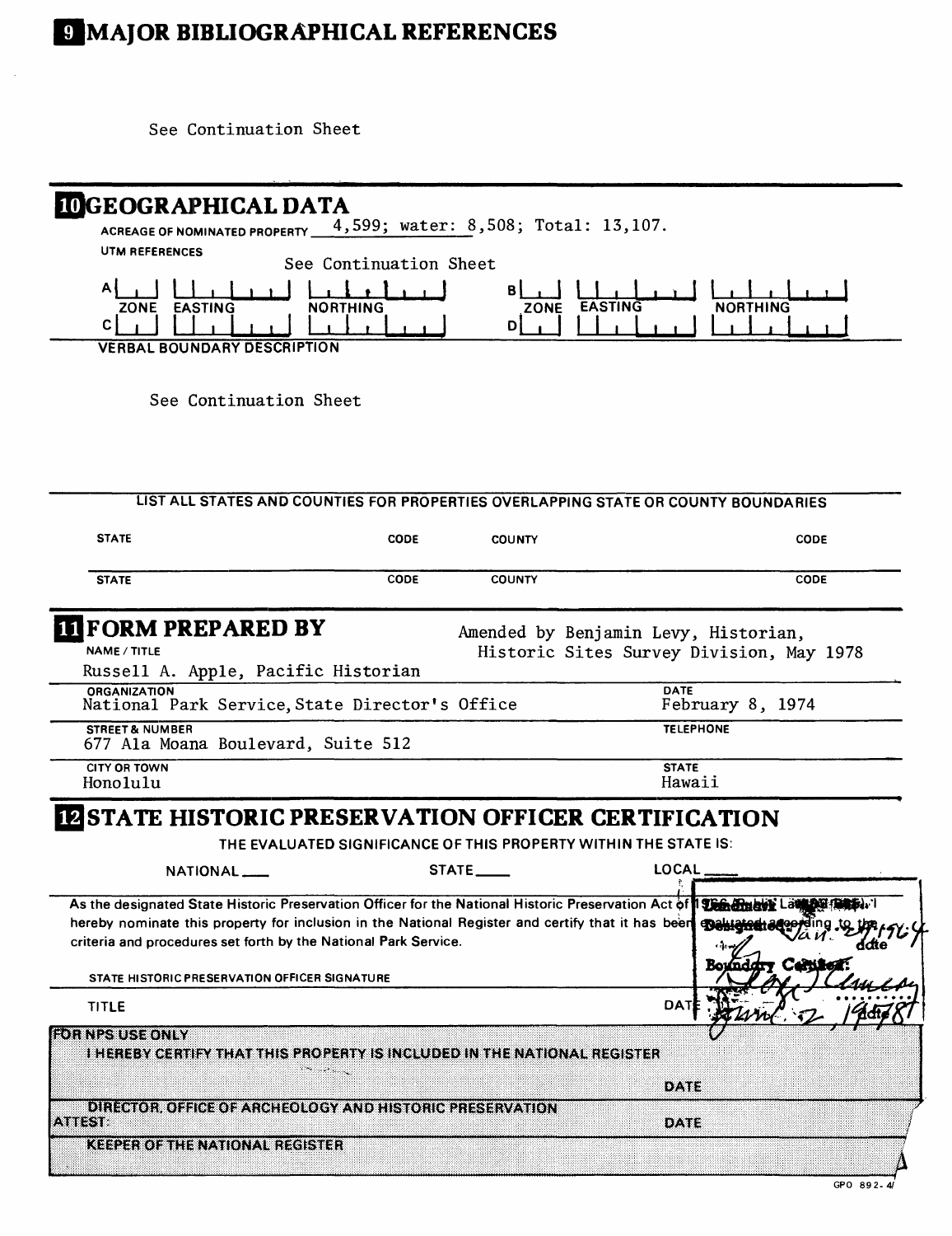# 9 MAJOR BIBLIOGRAPHICAL REFERENCES

See Continuation Sheet

# 10 GEOGRAPHICAL DATA

ACREAGE OF NOMINATED PROPERTY 4,599; water: 8,508; Total: 13,107.

UTM REFERENCES

See Continuation Sheet

| | ZONE | EASTING | NORTHING | | ZONE | EASTING | NORTHING |
|---|---|---|---|---|---|---|---|
| A | | | | B | | | |
| C | | | | D | | | |

VERBAL BOUNDARY DESCRIPTION

See Continuation Sheet

LIST ALL STATES AND COUNTIES FOR PROPERTIES OVERLAPPING STATE OR COUNTY BOUNDARIES

| STATE | CODE | COUNTY | CODE |
|---|---|---|---|
| STATE | CODE | COUNTY | CODE |

# 11 FORM PREPARED BY

Amended by Benjamin Levy, Historian, Historic Sites Survey Division, May 1978

NAME / TITLE
Russell A. Apple, Pacific Historian

ORGANIZATION
National Park Service, State Director's Office

DATE
February 8, 1974

STREET & NUMBER
677 Ala Moana Boulevard, Suite 512

TELEPHONE

CITY OR TOWN
Honolulu

STATE
Hawaii

# 12 STATE HISTORIC PRESERVATION OFFICER CERTIFICATION

THE EVALUATED SIGNIFICANCE OF THIS PROPERTY WITHIN THE STATE IS:

NATIONAL ___ STATE ___ LOCAL ___

As the designated State Historic Preservation Officer for the National Historic Preservation Act of 1966 (Public Law 89-665), I hereby nominate this property for inclusion in the National Register and certify that it has been evaluated according to the criteria and procedures set forth by the National Park Service.

Landmark Designated: Jan. 29, 1964 date

Boundary Certified: [signature] June 2, 1978 date

STATE HISTORIC PRESERVATION OFFICER SIGNATURE

TITLE DATE

FOR NPS USE ONLY

I HEREBY CERTIFY THAT THIS PROPERTY IS INCLUDED IN THE NATIONAL REGISTER

DATE

DIRECTOR, OFFICE OF ARCHEOLOGY AND HISTORIC PRESERVATION

ATTEST: DATE

KEEPER OF THE NATIONAL REGISTER

GPO 892-4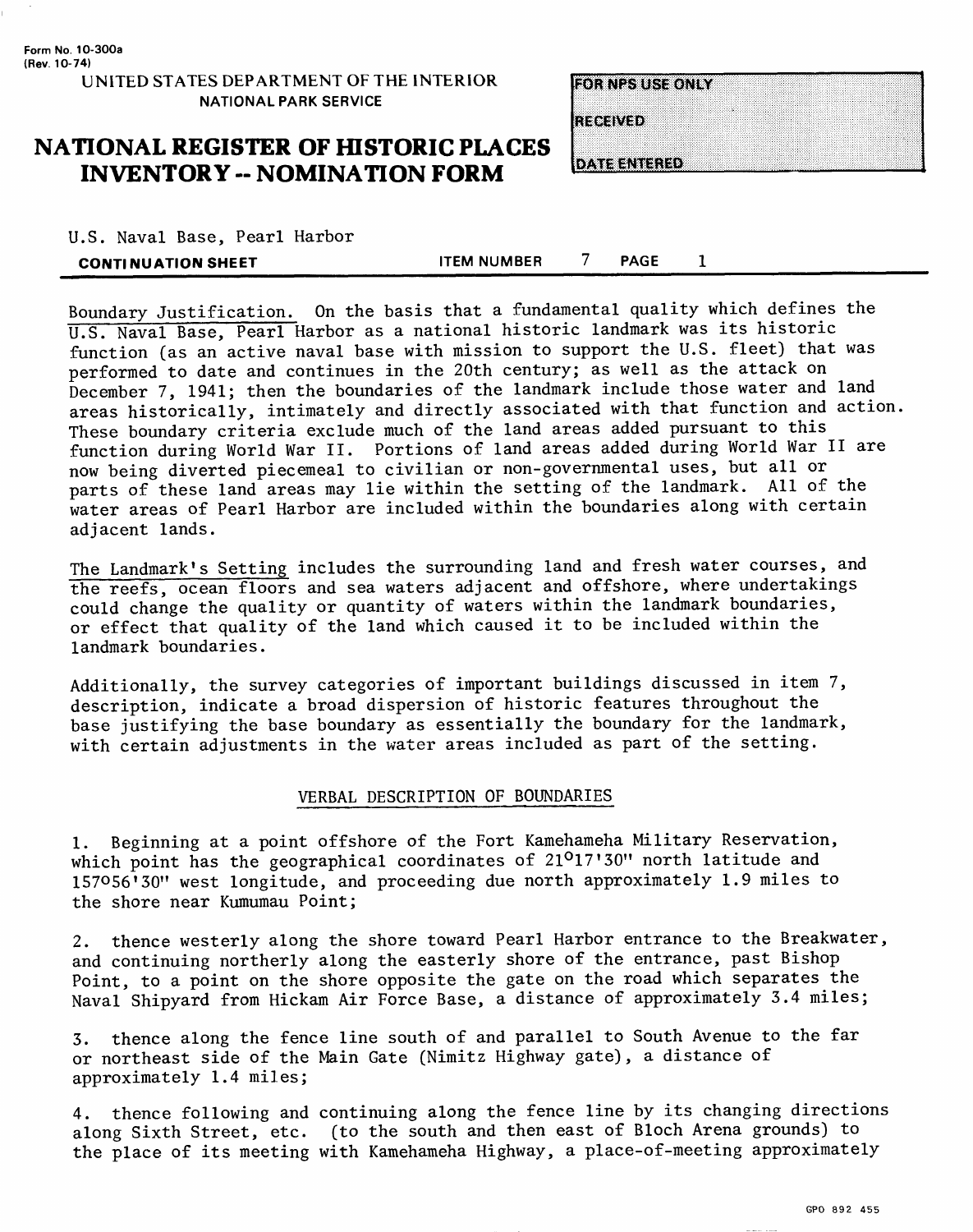Form No. 10-300a
(Rev. 10-74)

UNITED STATES DEPARTMENT OF THE INTERIOR
NATIONAL PARK SERVICE

# NATIONAL REGISTER OF HISTORIC PLACES INVENTORY -- NOMINATION FORM

| FOR NPS USE ONLY |
| --- |
| RECEIVED |
| DATE ENTERED |

U.S. Naval Base, Pearl Harbor

**CONTINUATION SHEET** ITEM NUMBER 7 PAGE 1

Boundary Justification. On the basis that a fundamental quality which defines the U.S. Naval Base, Pearl Harbor as a national historic landmark was its historic function (as an active naval base with mission to support the U.S. fleet) that was performed to date and continues in the 20th century; as well as the attack on December 7, 1941; then the boundaries of the landmark include those water and land areas historically, intimately and directly associated with that function and action. These boundary criteria exclude much of the land areas added pursuant to this function during World War II. Portions of land areas added during World War II are now being diverted piecemeal to civilian or non-governmental uses, but all or parts of these land areas may lie within the setting of the landmark. All of the water areas of Pearl Harbor are included within the boundaries along with certain adjacent lands.

The Landmark's Setting includes the surrounding land and fresh water courses, and the reefs, ocean floors and sea waters adjacent and offshore, where undertakings could change the quality or quantity of waters within the landmark boundaries, or effect that quality of the land which caused it to be included within the landmark boundaries.

Additionally, the survey categories of important buildings discussed in item 7, description, indicate a broad dispersion of historic features throughout the base justifying the base boundary as essentially the boundary for the landmark, with certain adjustments in the water areas included as part of the setting.

## VERBAL DESCRIPTION OF BOUNDARIES

1. Beginning at a point offshore of the Fort Kamehameha Military Reservation, which point has the geographical coordinates of 21°17'30" north latitude and 157°56'30" west longitude, and proceeding due north approximately 1.9 miles to the shore near Kumumau Point;

2. thence westerly along the shore toward Pearl Harbor entrance to the Breakwater, and continuing northerly along the easterly shore of the entrance, past Bishop Point, to a point on the shore opposite the gate on the road which separates the Naval Shipyard from Hickam Air Force Base, a distance of approximately 3.4 miles;

3. thence along the fence line south of and parallel to South Avenue to the far or northeast side of the Main Gate (Nimitz Highway gate), a distance of approximately 1.4 miles;

4. thence following and continuing along the fence line by its changing directions along Sixth Street, etc. (to the south and then east of Bloch Arena grounds) to the place of its meeting with Kamehameha Highway, a place-of-meeting approximately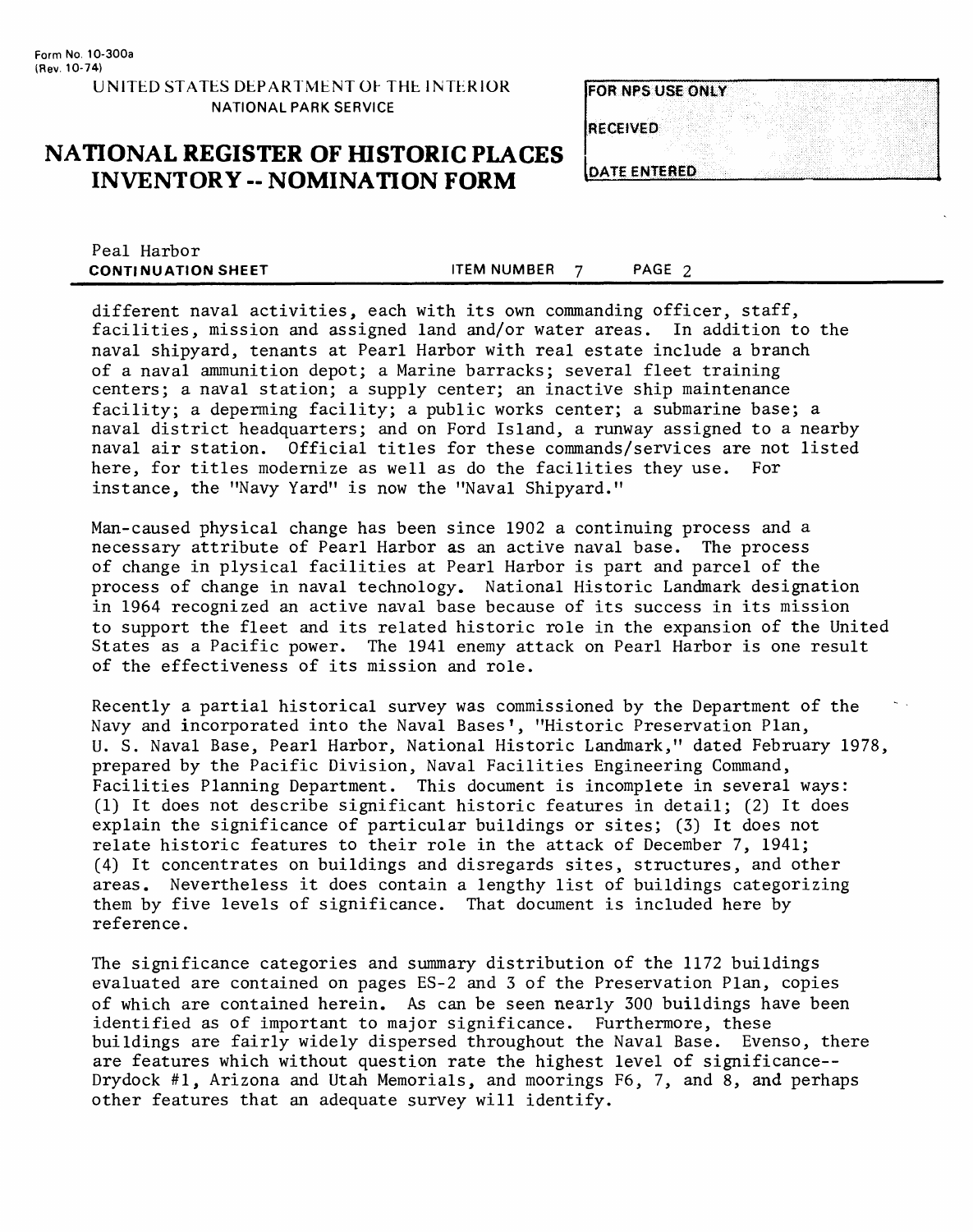Peal Harbor
**CONTINUATION SHEET** ITEM NUMBER 7 PAGE 2

different naval activities, each with its own commanding officer, staff, facilities, mission and assigned land and/or water areas. In addition to the naval shipyard, tenants at Pearl Harbor with real estate include a branch of a naval ammunition depot; a Marine barracks; several fleet training centers; a naval station; a supply center; an inactive ship maintenance facility; a deperming facility; a public works center; a submarine base; a naval district headquarters; and on Ford Island, a runway assigned to a nearby naval air station. Official titles for these commands/services are not listed here, for titles modernize as well as do the facilities they use. For instance, the "Navy Yard" is now the "Naval Shipyard."

Man-caused physical change has been since 1902 a continuing process and a necessary attribute of Pearl Harbor as an active naval base. The process of change in plysical facilities at Pearl Harbor is part and parcel of the process of change in naval technology. National Historic Landmark designation in 1964 recognized an active naval base because of its success in its mission to support the fleet and its related historic role in the expansion of the United States as a Pacific power. The 1941 enemy attack on Pearl Harbor is one result of the effectiveness of its mission and role.

Recently a partial historical survey was commissioned by the Department of the Navy and incorporated into the Naval Bases', "Historic Preservation Plan, U. S. Naval Base, Pearl Harbor, National Historic Landmark," dated February 1978, prepared by the Pacific Division, Naval Facilities Engineering Command, Facilities Planning Department. This document is incomplete in several ways: (1) It does not describe significant historic features in detail; (2) It does explain the significance of particular buildings or sites; (3) It does not relate historic features to their role in the attack of December 7, 1941; (4) It concentrates on buildings and disregards sites, structures, and other areas. Nevertheless it does contain a lengthy list of buildings categorizing them by five levels of significance. That document is included here by reference.

The significance categories and summary distribution of the 1172 buildings evaluated are contained on pages ES-2 and 3 of the Preservation Plan, copies of which are contained herein. As can be seen nearly 300 buildings have been identified as of important to major significance. Furthermore, these buildings are fairly widely dispersed throughout the Naval Base. Evenso, there are features which without question rate the highest level of significance-- Drydock #1, Arizona and Utah Memorials, and moorings F6, 7, and 8, and perhaps other features that an adequate survey will identify.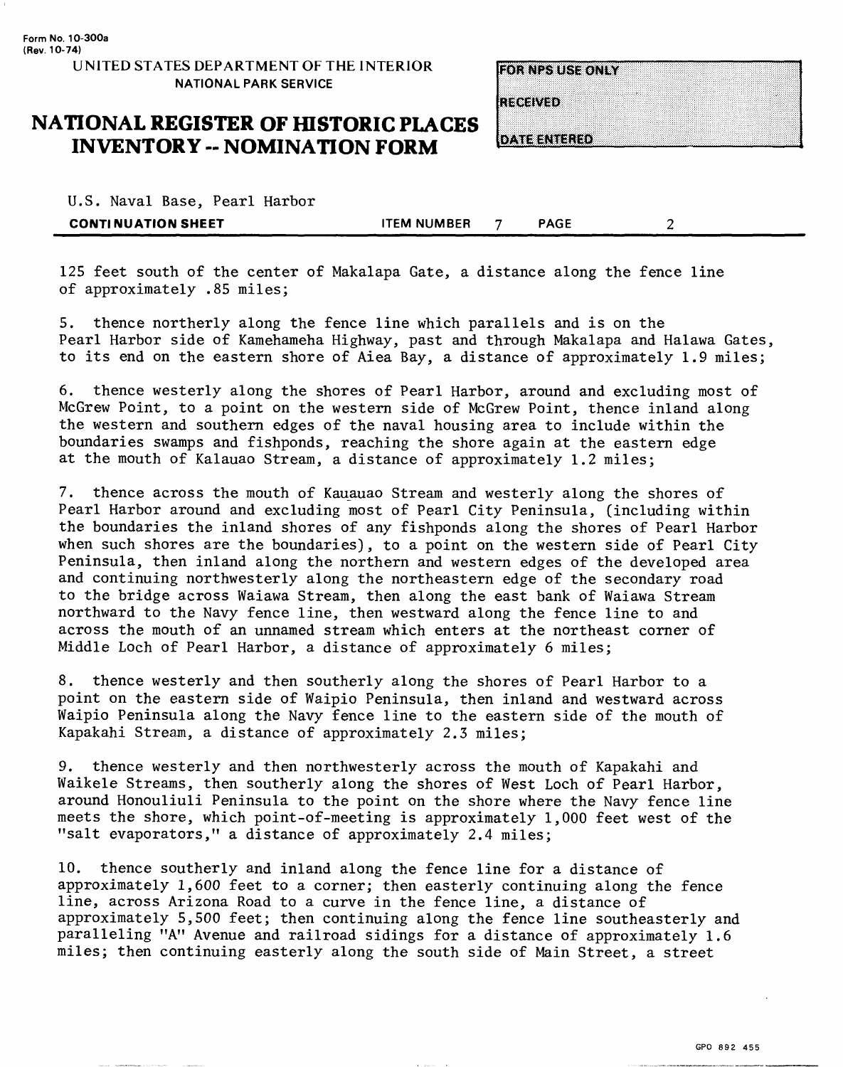U.S. Naval Base, Pearl Harbor

**CONTINUATION SHEET** ITEM NUMBER 7 PAGE 2

125 feet south of the center of Makalapa Gate, a distance along the fence line of approximately .85 miles;

5. thence northerly along the fence line which parallels and is on the Pearl Harbor side of Kamehameha Highway, past and through Makalapa and Halawa Gates, to its end on the eastern shore of Aiea Bay, a distance of approximately 1.9 miles;

6. thence westerly along the shores of Pearl Harbor, around and excluding most of McGrew Point, to a point on the western side of McGrew Point, thence inland along the western and southern edges of the naval housing area to include within the boundaries swamps and fishponds, reaching the shore again at the eastern edge at the mouth of Kalauao Stream, a distance of approximately 1.2 miles;

7. thence across the mouth of Kauauao Stream and westerly along the shores of Pearl Harbor around and excluding most of Pearl City Peninsula, (including within the boundaries the inland shores of any fishponds along the shores of Pearl Harbor when such shores are the boundaries), to a point on the western side of Pearl City Peninsula, then inland along the northern and western edges of the developed area and continuing northwesterly along the northeastern edge of the secondary road to the bridge across Waiawa Stream, then along the east bank of Waiawa Stream northward to the Navy fence line, then westward along the fence line to and across the mouth of an unnamed stream which enters at the northeast corner of Middle Loch of Pearl Harbor, a distance of approximately 6 miles;

8. thence westerly and then southerly along the shores of Pearl Harbor to a point on the eastern side of Waipio Peninsula, then inland and westward across Waipio Peninsula along the Navy fence line to the eastern side of the mouth of Kapakahi Stream, a distance of approximately 2.3 miles;

9. thence westerly and then northwesterly across the mouth of Kapakahi and Waikele Streams, then southerly along the shores of West Loch of Pearl Harbor, around Honouliuli Peninsula to the point on the shore where the Navy fence line meets the shore, which point-of-meeting is approximately 1,000 feet west of the "salt evaporators," a distance of approximately 2.4 miles;

10. thence southerly and inland along the fence line for a distance of approximately 1,600 feet to a corner; then easterly continuing along the fence line, across Arizona Road to a curve in the fence line, a distance of approximately 5,500 feet; then continuing along the fence line southeasterly and paralleling "A" Avenue and railroad sidings for a distance of approximately 1.6 miles; then continuing easterly along the south side of Main Street, a street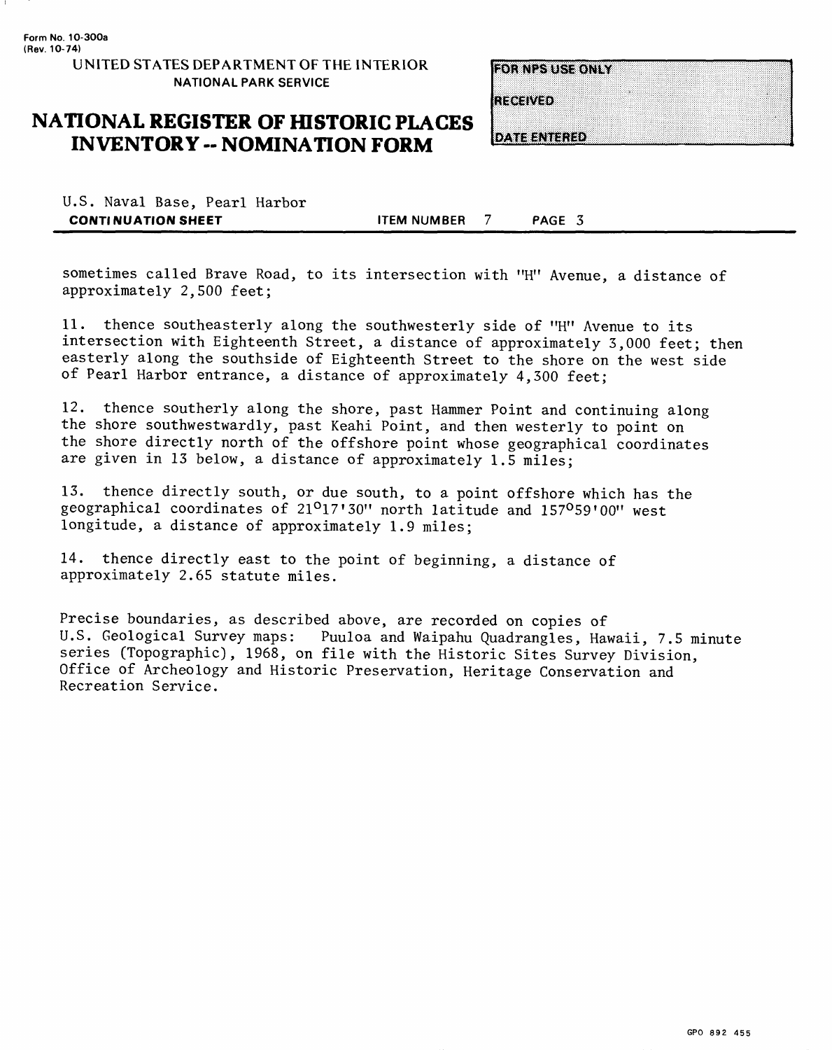Form No. 10-300a
(Rev. 10-74)

UNITED STATES DEPARTMENT OF THE INTERIOR
NATIONAL PARK SERVICE

# NATIONAL REGISTER OF HISTORIC PLACES INVENTORY -- NOMINATION FORM

| FOR NPS USE ONLY |
|---|
| RECEIVED |
| DATE ENTERED |

U.S. Naval Base, Pearl Harbor
**CONTINUATION SHEET** **ITEM NUMBER** 7 **PAGE** 3

sometimes called Brave Road, to its intersection with "H" Avenue, a distance of approximately 2,500 feet;

11. thence southeasterly along the southwesterly side of "H" Avenue to its intersection with Eighteenth Street, a distance of approximately 3,000 feet; then easterly along the southside of Eighteenth Street to the shore on the west side of Pearl Harbor entrance, a distance of approximately 4,300 feet;

12. thence southerly along the shore, past Hammer Point and continuing along the shore southwestwardly, past Keahi Point, and then westerly to point on the shore directly north of the offshore point whose geographical coordinates are given in 13 below, a distance of approximately 1.5 miles;

13. thence directly south, or due south, to a point offshore which has the geographical coordinates of 21°17'30" north latitude and 157°59'00" west longitude, a distance of approximately 1.9 miles;

14. thence directly east to the point of beginning, a distance of approximately 2.65 statute miles.

Precise boundaries, as described above, are recorded on copies of U.S. Geological Survey maps: Puuloa and Waipahu Quadrangles, Hawaii, 7.5 minute series (Topographic), 1968, on file with the Historic Sites Survey Division, Office of Archeology and Historic Preservation, Heritage Conservation and Recreation Service.

GPO 892 455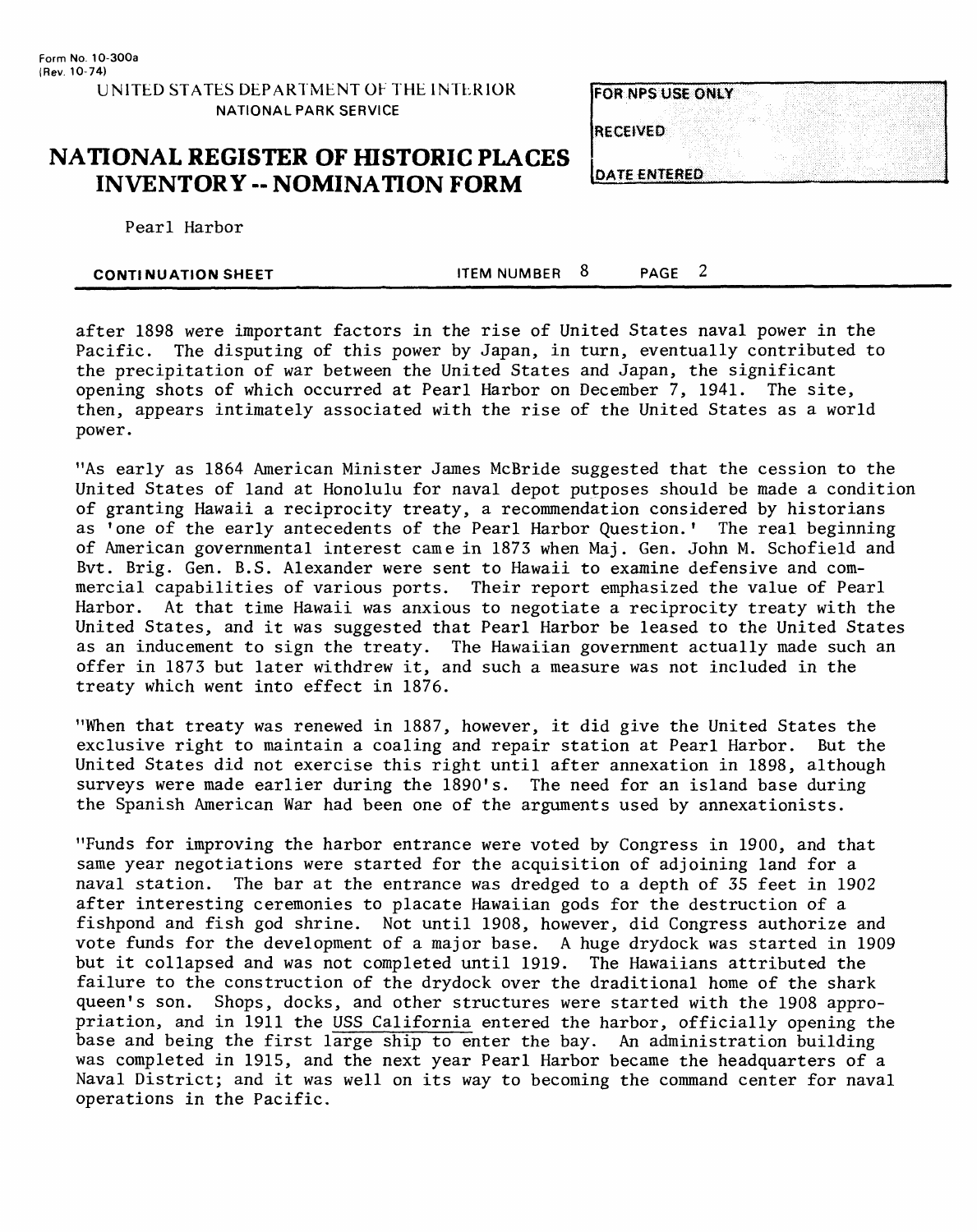after 1898 were important factors in the rise of United States naval power in the Pacific. The disputing of this power by Japan, in turn, eventually contributed to the precipitation of war between the United States and Japan, the significant opening shots of which occurred at Pearl Harbor on December 7, 1941. The site, then, appears intimately associated with the rise of the United States as a world power.

"As early as 1864 American Minister James McBride suggested that the cession to the United States of land at Honolulu for naval depot putposes should be made a condition of granting Hawaii a reciprocity treaty, a recommendation considered by historians as 'one of the early antecedents of the Pearl Harbor Question.' The real beginning of American governmental interest came in 1873 when Maj. Gen. John M. Schofield and Bvt. Brig. Gen. B.S. Alexander were sent to Hawaii to examine defensive and commercial capabilities of various ports. Their report emphasized the value of Pearl Harbor. At that time Hawaii was anxious to negotiate a reciprocity treaty with the United States, and it was suggested that Pearl Harbor be leased to the United States as an inducement to sign the treaty. The Hawaiian government actually made such an offer in 1873 but later withdrew it, and such a measure was not included in the treaty which went into effect in 1876.

"When that treaty was renewed in 1887, however, it did give the United States the exclusive right to maintain a coaling and repair station at Pearl Harbor. But the United States did not exercise this right until after annexation in 1898, although surveys were made earlier during the 1890's. The need for an island base during the Spanish American War had been one of the arguments used by annexationists.

"Funds for improving the harbor entrance were voted by Congress in 1900, and that same year negotiations were started for the acquisition of adjoining land for a naval station. The bar at the entrance was dredged to a depth of 35 feet in 1902 after interesting ceremonies to placate Hawaiian gods for the destruction of a fishpond and fish god shrine. Not until 1908, however, did Congress authorize and vote funds for the development of a major base. A huge drydock was started in 1909 but it collapsed and was not completed until 1919. The Hawaiians attributed the failure to the construction of the drydock over the draditional home of the shark queen's son. Shops, docks, and other structures were started with the 1908 appropriation, and in 1911 the USS California entered the harbor, officially opening the base and being the first large ship to enter the bay. An administration building was completed in 1915, and the next year Pearl Harbor became the headquarters of a Naval District; and it was well on its way to becoming the command center for naval operations in the Pacific.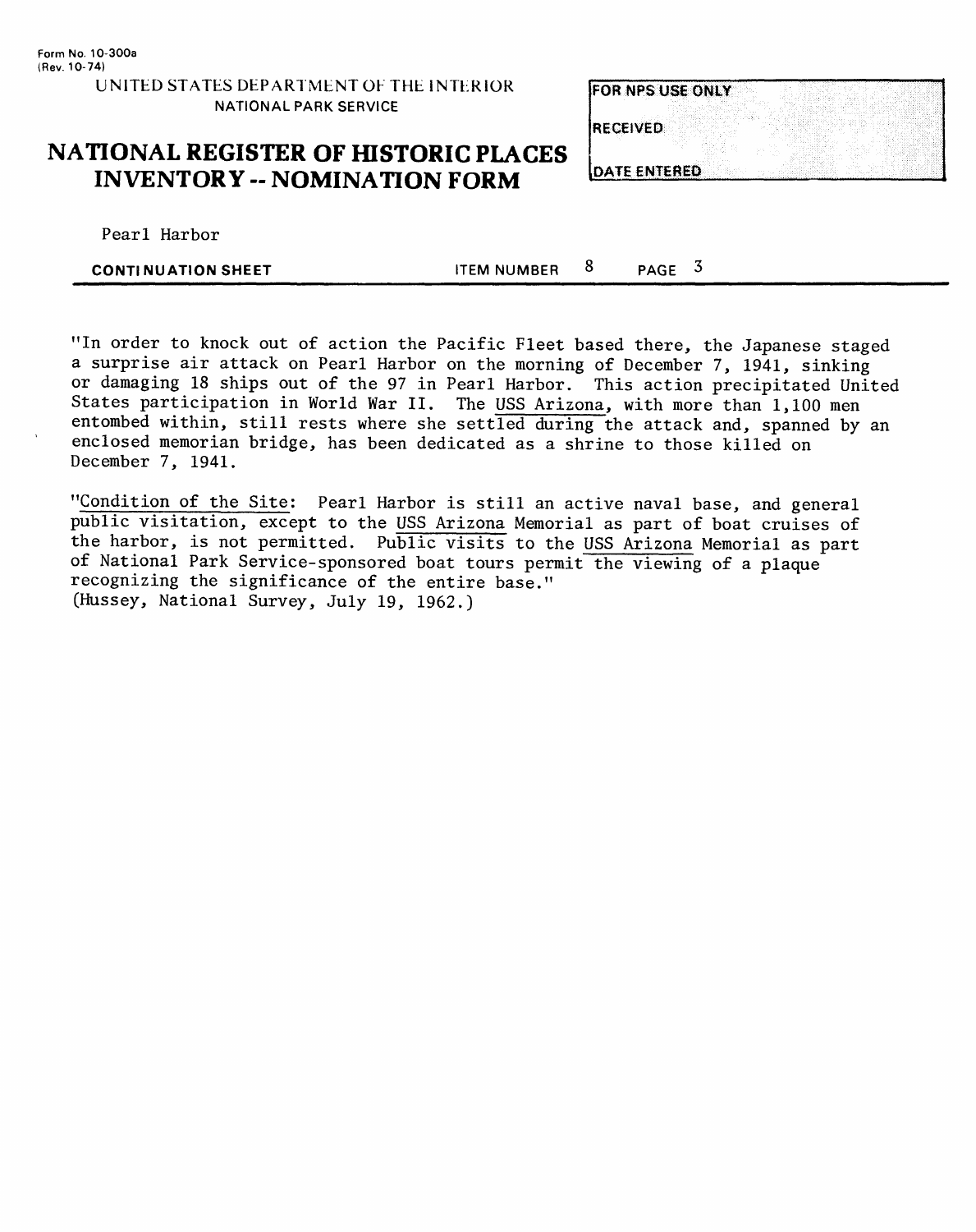Pearl Harbor

**CONTINUATION SHEET** ITEM NUMBER 8 PAGE 3

"In order to knock out of action the Pacific Fleet based there, the Japanese staged a surprise air attack on Pearl Harbor on the morning of December 7, 1941, sinking or damaging 18 ships out of the 97 in Pearl Harbor. This action precipitated United States participation in World War II. The USS Arizona, with more than 1,100 men entombed within, still rests where she settled during the attack and, spanned by an enclosed memorian bridge, has been dedicated as a shrine to those killed on December 7, 1941.

"Condition of the Site: Pearl Harbor is still an active naval base, and general public visitation, except to the USS Arizona Memorial as part of boat cruises of the harbor, is not permitted. Public visits to the USS Arizona Memorial as part of National Park Service-sponsored boat tours permit the viewing of a plaque recognizing the significance of the entire base."
(Hussey, National Survey, July 19, 1962.)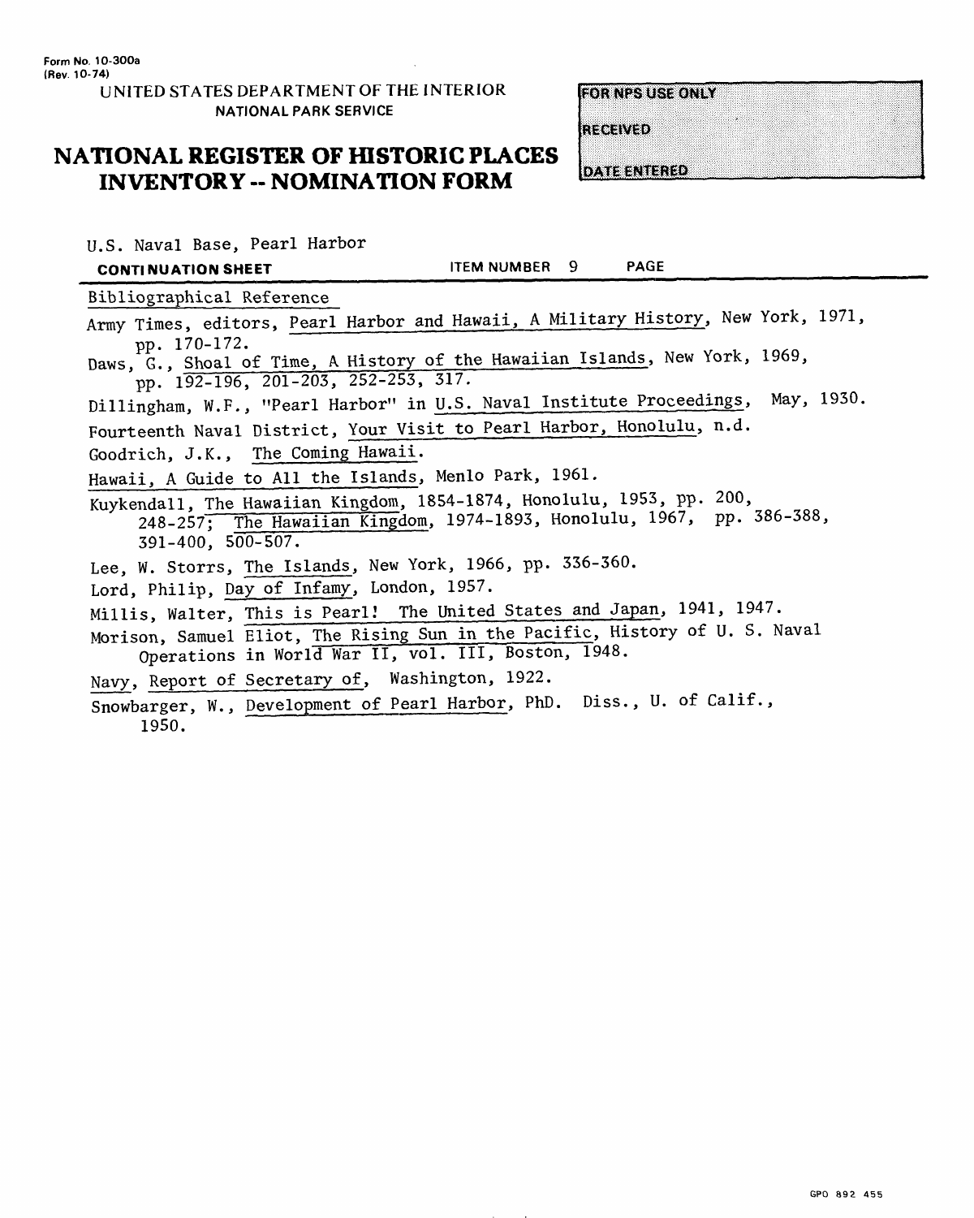Form No. 10-300a
(Rev. 10-74)

UNITED STATES DEPARTMENT OF THE INTERIOR
NATIONAL PARK SERVICE

# NATIONAL REGISTER OF HISTORIC PLACES INVENTORY -- NOMINATION FORM

FOR NPS USE ONLY

RECEIVED

DATE ENTERED

U.S. Naval Base, Pearl Harbor

**CONTINUATION SHEET** ITEM NUMBER 9 PAGE

Bibliographical Reference

Army Times, editors, Pearl Harbor and Hawaii, A Military History, New York, 1971, pp. 170-172.

Daws, G., Shoal of Time, A History of the Hawaiian Islands, New York, 1969, pp. 192-196, 201-203, 252-253, 317.

Dillingham, W.F., "Pearl Harbor" in U.S. Naval Institute Proceedings, May, 1930.

Fourteenth Naval District, Your Visit to Pearl Harbor, Honolulu, n.d.

Goodrich, J.K., The Coming Hawaii.

Hawaii, A Guide to All the Islands, Menlo Park, 1961.

Kuykendall, The Hawaiian Kingdom, 1854-1874, Honolulu, 1953, pp. 200, 248-257; The Hawaiian Kingdom, 1974-1893, Honolulu, 1967, pp. 386-388, 391-400, 500-507.

Lee, W. Storrs, The Islands, New York, 1966, pp. 336-360.

Lord, Philip, Day of Infamy, London, 1957.

Millis, Walter, This is Pearl! The United States and Japan, 1941, 1947.

Morison, Samuel Eliot, The Rising Sun in the Pacific, History of U. S. Naval Operations in World War II, vol. III, Boston, 1948.

Navy, Report of Secretary of, Washington, 1922.

Snowbarger, W., Development of Pearl Harbor, PhD. Diss., U. of Calif., 1950.

GPO 892 455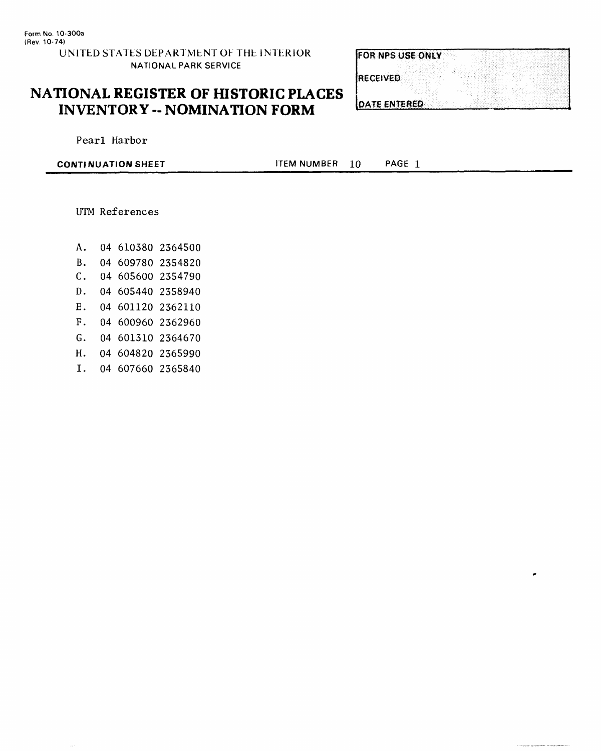Form No. 10-300a
(Rev. 10-74)

UNITED STATES DEPARTMENT OF THE INTERIOR
NATIONAL PARK SERVICE

# NATIONAL REGISTER OF HISTORIC PLACES INVENTORY -- NOMINATION FORM

FOR NPS USE ONLY

RECEIVED

DATE ENTERED

Pearl Harbor

**CONTINUATION SHEET** ITEM NUMBER 10 PAGE 1

UTM References

A. 04 610380 2364500
B. 04 609780 2354820
C. 04 605600 2354790
D. 04 605440 2358940
E. 04 601120 2362110
F. 04 600960 2362960
G. 04 601310 2364670
H. 04 604820 2365990
I. 04 607660 2365840